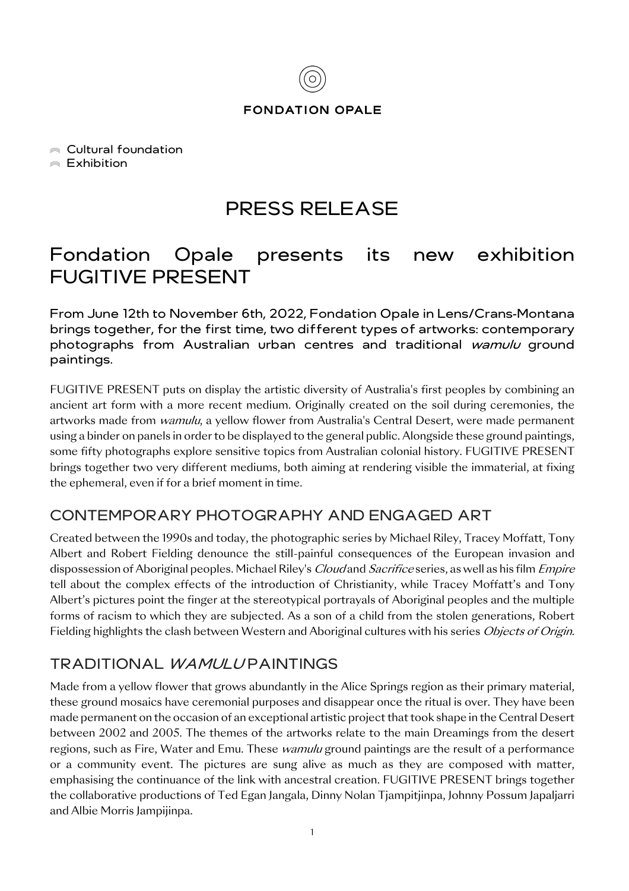FONDATION OPALE

- Cultural foundation
- Exhibition

# PRESS RELEASE

## Fondation Opale presents its new exhibition FUGITIVE PRESENT

**From June 12th to November 6th, 2022, Fondation Opale in Lens/Crans-Montana brings together, for the first time, two different types of artworks: contemporary photographs from Australian urban centres and traditional *wamulu* ground paintings.**

FUGITIVE PRESENT puts on display the artistic diversity of Australia's first peoples by combining an ancient art form with a more recent medium. Originally created on the soil during ceremonies, the artworks made from *wamulu*, a yellow flower from Australia's Central Desert, were made permanent using a binder on panels in order to be displayed to the general public. Alongside these ground paintings, some fifty photographs explore sensitive topics from Australian colonial history. FUGITIVE PRESENT brings together two very different mediums, both aiming at rendering visible the immaterial, at fixing the ephemeral, even if for a brief moment in time.

### CONTEMPORARY PHOTOGRAPHY AND ENGAGED ART

Created between the 1990s and today, the photographic series by Michael Riley, Tracey Moffatt, Tony Albert and Robert Fielding denounce the still-painful consequences of the European invasion and dispossession of Aboriginal peoples. Michael Riley's *Cloud* and *Sacrifice* series, as well as his film *Empire* tell about the complex effects of the introduction of Christianity, while Tracey Moffatt's and Tony Albert's pictures point the finger at the stereotypical portrayals of Aboriginal peoples and the multiple forms of racism to which they are subjected. As a son of a child from the stolen generations, Robert Fielding highlights the clash between Western and Aboriginal cultures with his series *Objects of Origin*.

### TRADITIONAL *WAMULU* PAINTINGS

Made from a yellow flower that grows abundantly in the Alice Springs region as their primary material, these ground mosaics have ceremonial purposes and disappear once the ritual is over. They have been made permanent on the occasion of an exceptional artistic project that took shape in the Central Desert between 2002 and 2005. The themes of the artworks relate to the main Dreamings from the desert regions, such as Fire, Water and Emu. These *wamulu* ground paintings are the result of a performance or a community event. The pictures are sung alive as much as they are composed with matter, emphasising the continuance of the link with ancestral creation. FUGITIVE PRESENT brings together the collaborative productions of Ted Egan Jangala, Dinny Nolan Tjampitjinpa, Johnny Possum Japaljarri and Albie Morris Jampijinpa.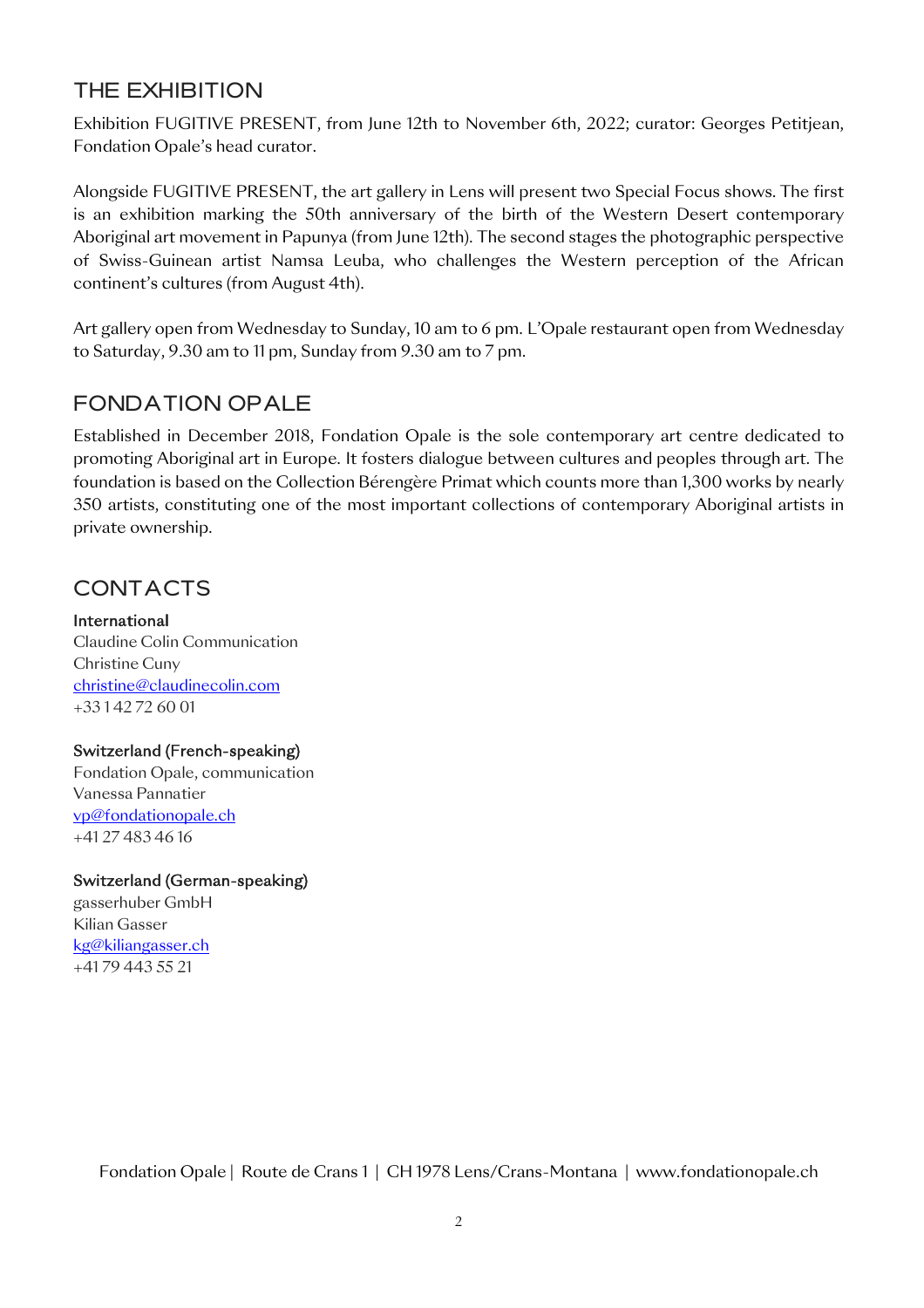## THE EXHIBITION

Exhibition FUGITIVE PRESENT, from June 12th to November 6th, 2022; curator: Georges Petitjean, Fondation Opale's head curator.

Alongside FUGITIVE PRESENT, the art gallery in Lens will present two Special Focus shows. The first is an exhibition marking the 50th anniversary of the birth of the Western Desert contemporary Aboriginal art movement in Papunya (from June 12th). The second stages the photographic perspective of Swiss-Guinean artist Namsa Leuba, who challenges the Western perception of the African continent's cultures (from August 4th).

Art gallery open from Wednesday to Sunday, 10 am to 6 pm. L'Opale restaurant open from Wednesday to Saturday, 9.30 am to 11 pm, Sunday from 9.30 am to 7 pm.

## FONDATION OPALE

Established in December 2018, Fondation Opale is the sole contemporary art centre dedicated to promoting Aboriginal art in Europe. It fosters dialogue between cultures and peoples through art. The foundation is based on the Collection Bérengère Primat which counts more than 1,300 works by nearly 350 artists, constituting one of the most important collections of contemporary Aboriginal artists in private ownership.

## CONTACTS

**International**
Claudine Colin Communication
Christine Cuny
christine@claudinecolin.com
+33 1 42 72 60 01

**Switzerland (French-speaking)**
Fondation Opale, communication
Vanessa Pannatier
vp@fondationopale.ch
+41 27 483 46 16

**Switzerland (German-speaking)**
gasserhuber GmbH
Kilian Gasser
kg@kiliangasser.ch
+41 79 443 55 21

Fondation Opale | Route de Crans 1 | CH 1978 Lens/Crans-Montana | www.fondationopale.ch